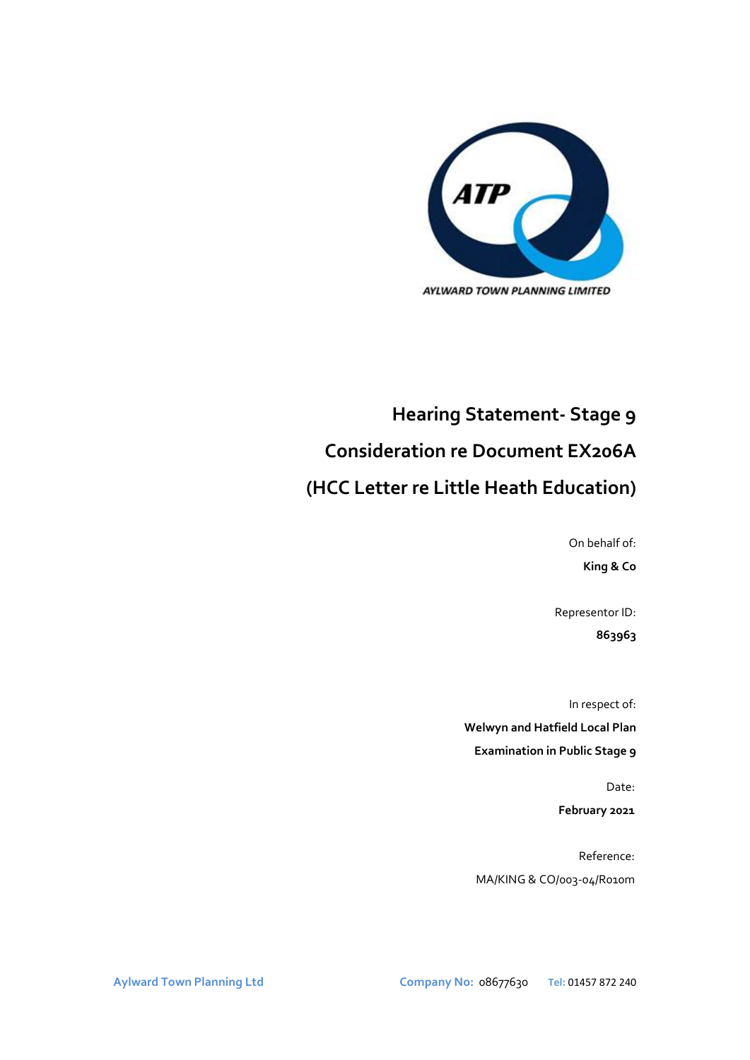AYLWARD TOWN PLANNING LIMITED

# Hearing Statement- Stage 9

# Consideration re Document EX206A

# (HCC Letter re Little Heath Education)

On behalf of:

**King & Co**

Representor ID:

**863963**

In respect of:

**Welwyn and Hatfield Local Plan**

**Examination in Public Stage 9**

Date:

**February 2021**

Reference:

MA/KING & CO/003-04/R010m

**Aylward Town Planning Ltd** **Company No:** 08677630 **Tel:** 01457 872 240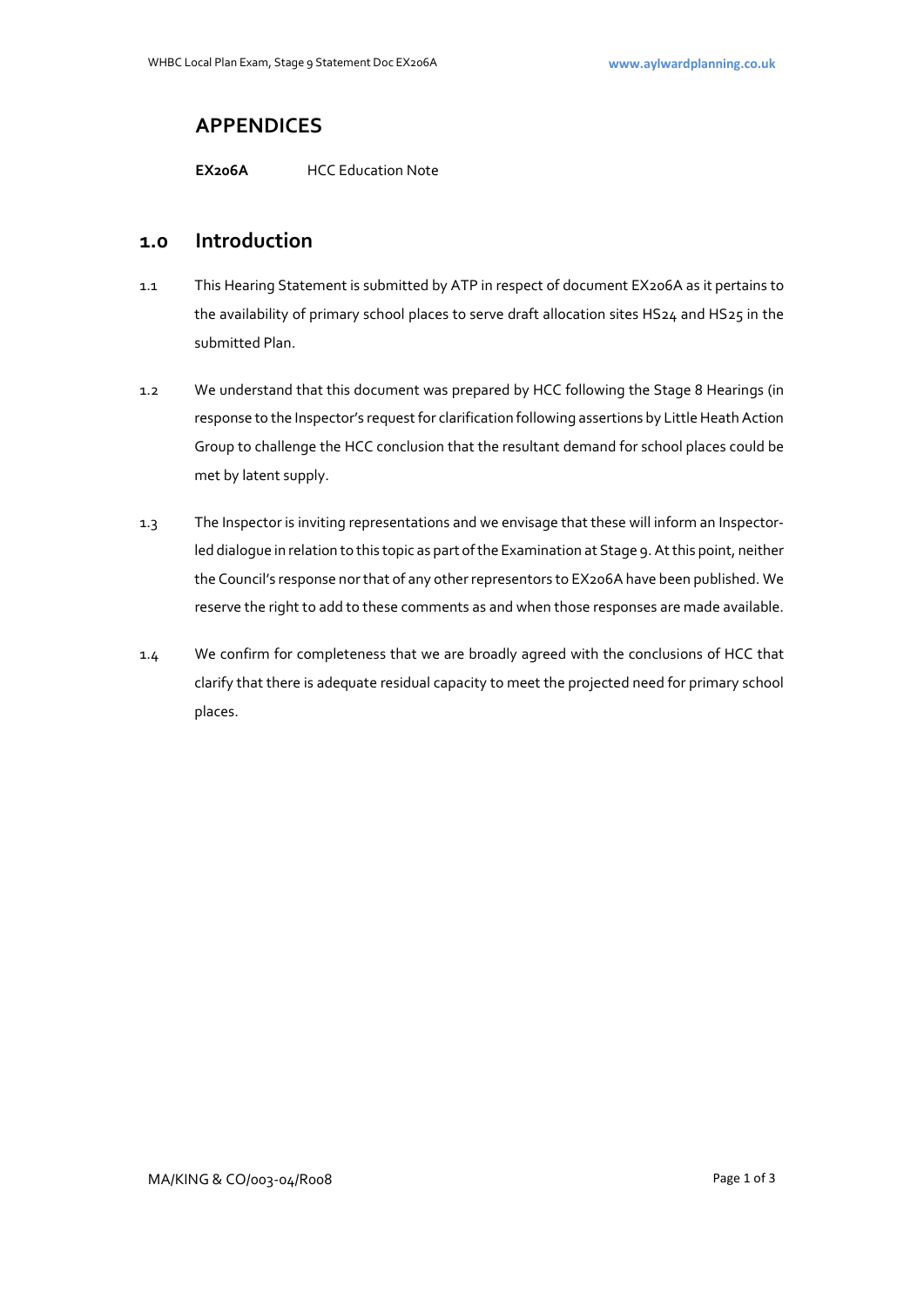## APPENDICES

**EX206A** HCC Education Note

## 1.0 Introduction

1.1 This Hearing Statement is submitted by ATP in respect of document EX206A as it pertains to the availability of primary school places to serve draft allocation sites HS24 and HS25 in the submitted Plan.

1.2 We understand that this document was prepared by HCC following the Stage 8 Hearings (in response to the Inspector's request for clarification following assertions by Little Heath Action Group to challenge the HCC conclusion that the resultant demand for school places could be met by latent supply.

1.3 The Inspector is inviting representations and we envisage that these will inform an Inspector-led dialogue in relation to this topic as part of the Examination at Stage 9. At this point, neither the Council's response nor that of any other representors to EX206A have been published. We reserve the right to add to these comments as and when those responses are made available.

1.4 We confirm for completeness that we are broadly agreed with the conclusions of HCC that clarify that there is adequate residual capacity to meet the projected need for primary school places.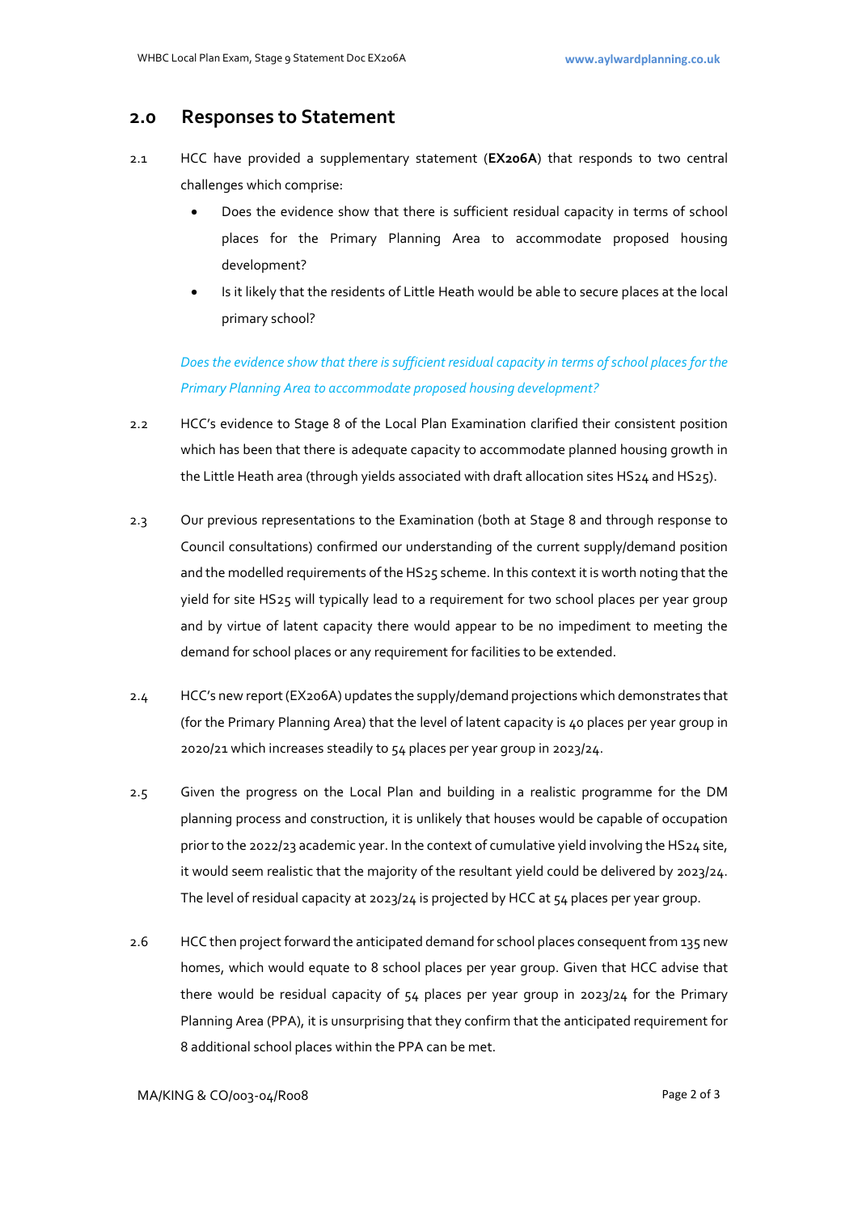## 2.0 Responses to Statement

2.1 HCC have provided a supplementary statement (**EX206A**) that responds to two central challenges which comprise:

- Does the evidence show that there is sufficient residual capacity in terms of school places for the Primary Planning Area to accommodate proposed housing development?
- Is it likely that the residents of Little Heath would be able to secure places at the local primary school?

*Does the evidence show that there is sufficient residual capacity in terms of school places for the Primary Planning Area to accommodate proposed housing development?*

2.2 HCC's evidence to Stage 8 of the Local Plan Examination clarified their consistent position which has been that there is adequate capacity to accommodate planned housing growth in the Little Heath area (through yields associated with draft allocation sites HS24 and HS25).

2.3 Our previous representations to the Examination (both at Stage 8 and through response to Council consultations) confirmed our understanding of the current supply/demand position and the modelled requirements of the HS25 scheme. In this context it is worth noting that the yield for site HS25 will typically lead to a requirement for two school places per year group and by virtue of latent capacity there would appear to be no impediment to meeting the demand for school places or any requirement for facilities to be extended.

2.4 HCC's new report (EX206A) updates the supply/demand projections which demonstrates that (for the Primary Planning Area) that the level of latent capacity is 40 places per year group in 2020/21 which increases steadily to 54 places per year group in 2023/24.

2.5 Given the progress on the Local Plan and building in a realistic programme for the DM planning process and construction, it is unlikely that houses would be capable of occupation prior to the 2022/23 academic year. In the context of cumulative yield involving the HS24 site, it would seem realistic that the majority of the resultant yield could be delivered by 2023/24. The level of residual capacity at 2023/24 is projected by HCC at 54 places per year group.

2.6 HCC then project forward the anticipated demand for school places consequent from 135 new homes, which would equate to 8 school places per year group. Given that HCC advise that there would be residual capacity of 54 places per year group in 2023/24 for the Primary Planning Area (PPA), it is unsurprising that they confirm that the anticipated requirement for 8 additional school places within the PPA can be met.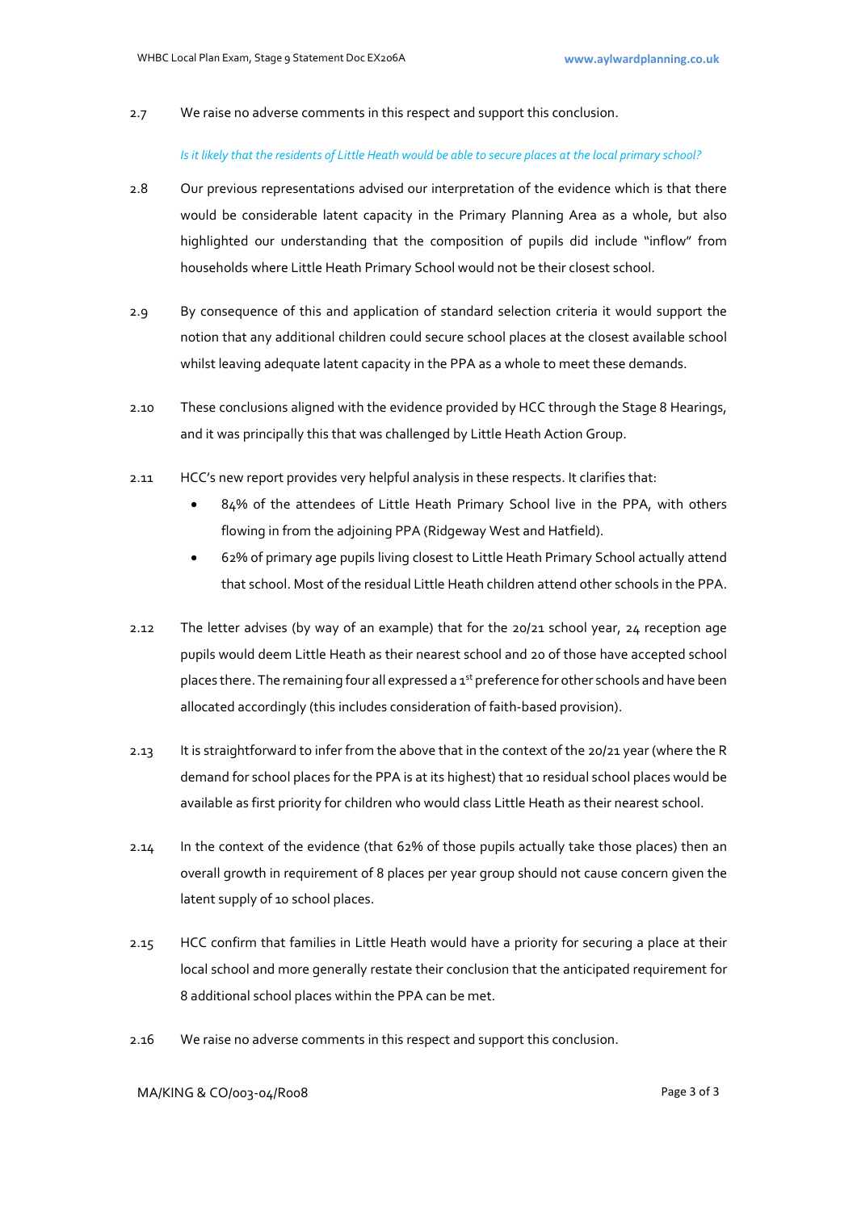2.7 We raise no adverse comments in this respect and support this conclusion.

*Is it likely that the residents of Little Heath would be able to secure places at the local primary school?*

2.8 Our previous representations advised our interpretation of the evidence which is that there would be considerable latent capacity in the Primary Planning Area as a whole, but also highlighted our understanding that the composition of pupils did include "inflow" from households where Little Heath Primary School would not be their closest school.

2.9 By consequence of this and application of standard selection criteria it would support the notion that any additional children could secure school places at the closest available school whilst leaving adequate latent capacity in the PPA as a whole to meet these demands.

2.10 These conclusions aligned with the evidence provided by HCC through the Stage 8 Hearings, and it was principally this that was challenged by Little Heath Action Group.

2.11 HCC's new report provides very helpful analysis in these respects. It clarifies that:

- 84% of the attendees of Little Heath Primary School live in the PPA, with others flowing in from the adjoining PPA (Ridgeway West and Hatfield).
- 62% of primary age pupils living closest to Little Heath Primary School actually attend that school. Most of the residual Little Heath children attend other schools in the PPA.

2.12 The letter advises (by way of an example) that for the 20/21 school year, 24 reception age pupils would deem Little Heath as their nearest school and 20 of those have accepted school places there. The remaining four all expressed a 1st preference for other schools and have been allocated accordingly (this includes consideration of faith-based provision).

2.13 It is straightforward to infer from the above that in the context of the 20/21 year (where the R demand for school places for the PPA is at its highest) that 10 residual school places would be available as first priority for children who would class Little Heath as their nearest school.

2.14 In the context of the evidence (that 62% of those pupils actually take those places) then an overall growth in requirement of 8 places per year group should not cause concern given the latent supply of 10 school places.

2.15 HCC confirm that families in Little Heath would have a priority for securing a place at their local school and more generally restate their conclusion that the anticipated requirement for 8 additional school places within the PPA can be met.

2.16 We raise no adverse comments in this respect and support this conclusion.